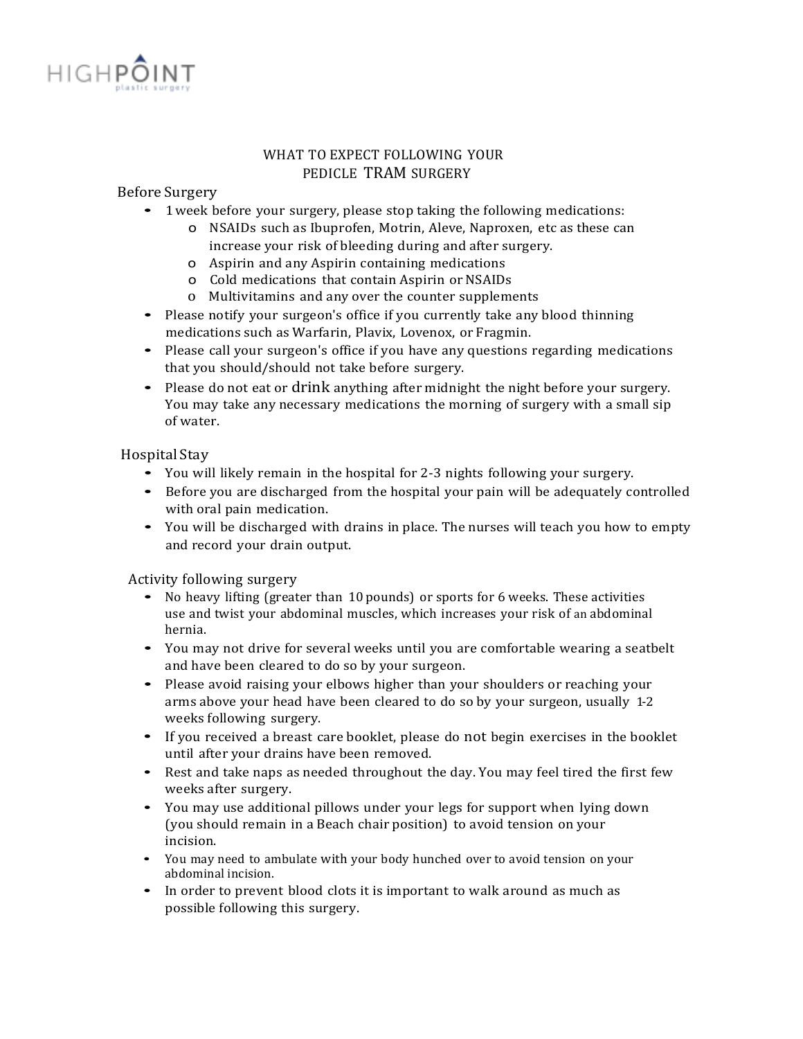HIGHPOINT
plastic surgery

# WHAT TO EXPECT FOLLOWING YOUR PEDICLE TRAM SURGERY

## Before Surgery

- 1 week before your surgery, please stop taking the following medications:
  - NSAIDs such as Ibuprofen, Motrin, Aleve, Naproxen, etc as these can increase your risk of bleeding during and after surgery.
  - Aspirin and any Aspirin containing medications
  - Cold medications that contain Aspirin or NSAIDs
  - Multivitamins and any over the counter supplements
- Please notify your surgeon's office if you currently take any blood thinning medications such as Warfarin, Plavix, Lovenox, or Fragmin.
- Please call your surgeon's office if you have any questions regarding medications that you should/should not take before surgery.
- Please do not eat or drink anything after midnight the night before your surgery. You may take any necessary medications the morning of surgery with a small sip of water.

## Hospital Stay

- You will likely remain in the hospital for 2-3 nights following your surgery.
- Before you are discharged from the hospital your pain will be adequately controlled with oral pain medication.
- You will be discharged with drains in place. The nurses will teach you how to empty and record your drain output.

## Activity following surgery

- No heavy lifting (greater than 10 pounds) or sports for 6 weeks. These activities use and twist your abdominal muscles, which increases your risk of an abdominal hernia.
- You may not drive for several weeks until you are comfortable wearing a seatbelt and have been cleared to do so by your surgeon.
- Please avoid raising your elbows higher than your shoulders or reaching your arms above your head have been cleared to do so by your surgeon, usually 1-2 weeks following surgery.
- If you received a breast care booklet, please do not begin exercises in the booklet until after your drains have been removed.
- Rest and take naps as needed throughout the day. You may feel tired the first few weeks after surgery.
- You may use additional pillows under your legs for support when lying down (you should remain in a Beach chair position) to avoid tension on your incision.
- You may need to ambulate with your body hunched over to avoid tension on your abdominal incision.
- In order to prevent blood clots it is important to walk around as much as possible following this surgery.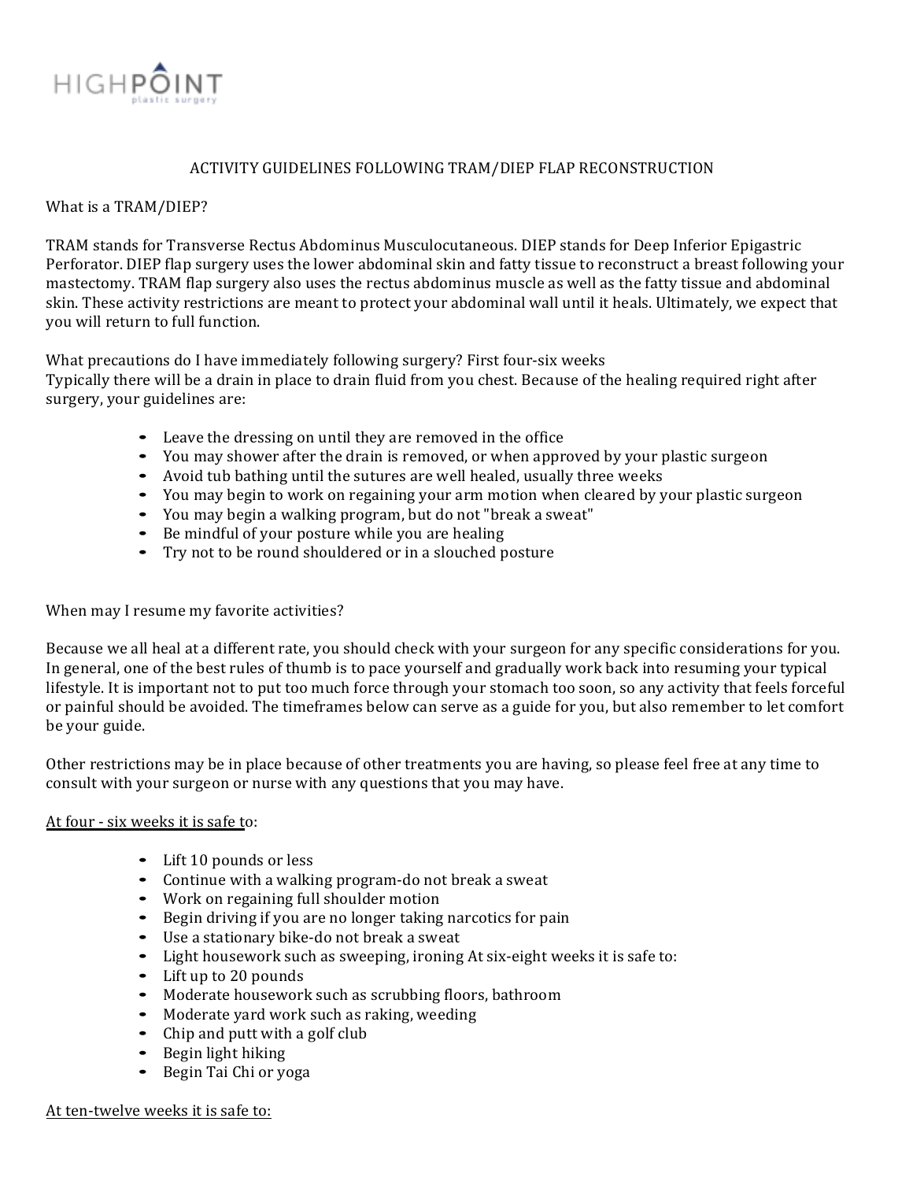HIGHPOINT
plastic surgery

## ACTIVITY GUIDELINES FOLLOWING TRAM/DIEP FLAP RECONSTRUCTION

What is a TRAM/DIEP?

TRAM stands for Transverse Rectus Abdominus Musculocutaneous. DIEP stands for Deep Inferior Epigastric Perforator. DIEP flap surgery uses the lower abdominal skin and fatty tissue to reconstruct a breast following your mastectomy. TRAM flap surgery also uses the rectus abdominus muscle as well as the fatty tissue and abdominal skin. These activity restrictions are meant to protect your abdominal wall until it heals. Ultimately, we expect that you will return to full function.

What precautions do I have immediately following surgery? First four-six weeks
Typically there will be a drain in place to drain fluid from you chest. Because of the healing required right after surgery, your guidelines are:

- Leave the dressing on until they are removed in the office
- You may shower after the drain is removed, or when approved by your plastic surgeon
- Avoid tub bathing until the sutures are well healed, usually three weeks
- You may begin to work on regaining your arm motion when cleared by your plastic surgeon
- You may begin a walking program, but do not "break a sweat"
- Be mindful of your posture while you are healing
- Try not to be round shouldered or in a slouched posture

When may I resume my favorite activities?

Because we all heal at a different rate, you should check with your surgeon for any specific considerations for you. In general, one of the best rules of thumb is to pace yourself and gradually work back into resuming your typical lifestyle. It is important not to put too much force through your stomach too soon, so any activity that feels forceful or painful should be avoided. The timeframes below can serve as a guide for you, but also remember to let comfort be your guide.

Other restrictions may be in place because of other treatments you are having, so please feel free at any time to consult with your surgeon or nurse with any questions that you may have.

<u>At four - six weeks it is safe to</u>:

- Lift 10 pounds or less
- Continue with a walking program-do not break a sweat
- Work on regaining full shoulder motion
- Begin driving if you are no longer taking narcotics for pain
- Use a stationary bike-do not break a sweat
- Light housework such as sweeping, ironing At six-eight weeks it is safe to:
- Lift up to 20 pounds
- Moderate housework such as scrubbing floors, bathroom
- Moderate yard work such as raking, weeding
- Chip and putt with a golf club
- Begin light hiking
- Begin Tai Chi or yoga

<u>At ten-twelve weeks it is safe to:</u>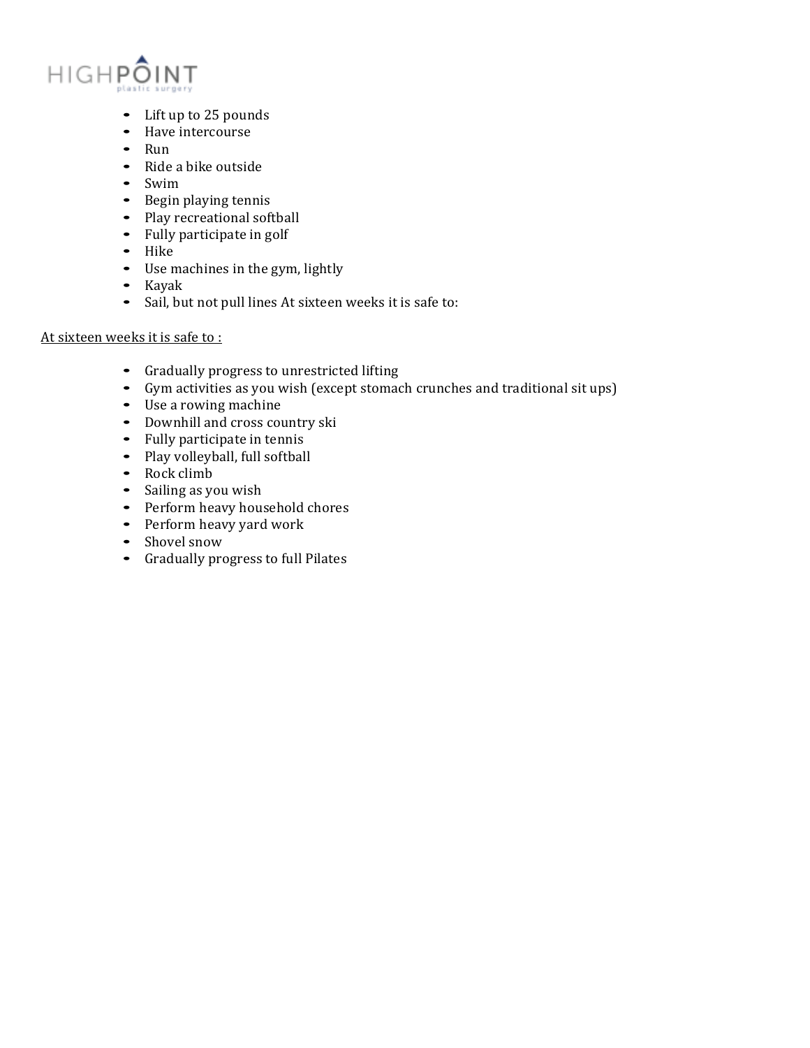- Lift up to 25 pounds
- Have intercourse
- Run
- Ride a bike outside
- Swim
- Begin playing tennis
- Play recreational softball
- Fully participate in golf
- Hike
- Use machines in the gym, lightly
- Kayak
- Sail, but not pull lines At sixteen weeks it is safe to:

<u>At sixteen weeks it is safe to :</u>

- Gradually progress to unrestricted lifting
- Gym activities as you wish (except stomach crunches and traditional sit ups)
- Use a rowing machine
- Downhill and cross country ski
- Fully participate in tennis
- Play volleyball, full softball
- Rock climb
- Sailing as you wish
- Perform heavy household chores
- Perform heavy yard work
- Shovel snow
- Gradually progress to full Pilates